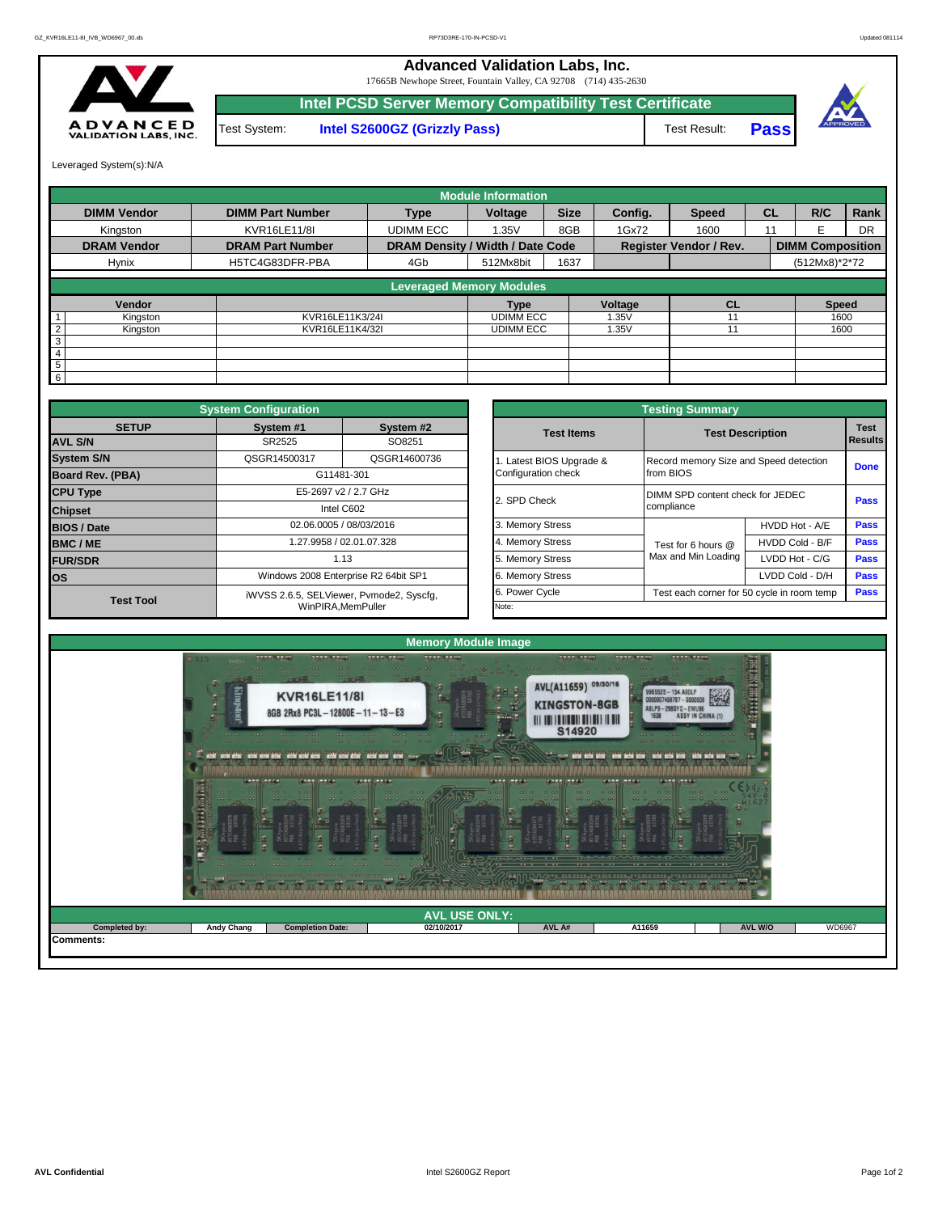# Advanced Validation Labs, Inc.

17665B Newhope Street, Fountain Valley, CA 92708 (714) 435-2630

## Intel PCSD Server Memory Compatibility Test Certificate

| Test System: | Intel S2600GZ (Grizzly Pass) | Test Result: | **Pass** |
|---|---|---|---|

Leveraged System(s):N/A

| Module Information | | | | | | | | | | |
|---|---|---|---|---|---|---|---|---|---|---|
| **DIMM Vendor** | **DIMM Part Number** | **Type** | **Voltage** | **Size** | **Config.** | **Speed** | **CL** | **R/C** | **Rank** |
| Kingston | KVR16LE11/8I | UDIMM ECC | 1.35V | 8GB | 1Gx72 | 1600 | 11 | E | DR |
| **DRAM Vendor** | **DRAM Part Number** | **DRAM Density / Width / Date Code** | | | **Register Vendor / Rev.** | | | **DIMM Composition** | |
| Hynix | H5TC4G83DFR-PBA | 4Gb | 512Mx8bit | 1637 | | | | (512Mx8)*2*72 | |

| Leveraged Memory Modules | | | | | | |
|---|---|---|---|---|---|---|
| | **Vendor** | | **Type** | **Voltage** | **CL** | **Speed** |
| 1 | Kingston | KVR16LE11K3/24I | UDIMM ECC | 1.35V | 11 | 1600 |
| 2 | Kingston | KVR16LE11K4/32I | UDIMM ECC | 1.35V | 11 | 1600 |
| 3 | | | | | | |
| 4 | | | | | | |
| 5 | | | | | | |
| 6 | | | | | | |

| System Configuration | | |
|---|---|---|
| **SETUP** | **System #1** | **System #2** |
| **AVL S/N** | SR2525 | SO8251 |
| **System S/N** | QSGR14500317 | QSGR14600736 |
| **Board Rev. (PBA)** | G11481-301 | |
| **CPU Type** | E5-2697 v2 / 2.7 GHz | |
| **Chipset** | Intel C602 | |
| **BIOS / Date** | 02.06.0005 / 08/03/2016 | |
| **BMC / ME** | 1.27.9958 / 02.01.07.328 | |
| **FUR/SDR** | 1.13 | |
| **OS** | Windows 2008 Enterprise R2 64bit SP1 | |
| **Test Tool** | iWVSS 2.6.5, SELViewer, Pvmode2, Syscfg, WinPIRA,MemPuller | |

| Testing Summary | | | |
|---|---|---|---|
| **Test Items** | **Test Description** | | **Test Results** |
| 1. Latest BIOS Upgrade & Configuration check | Record memory Size and Speed detection from BIOS | | **Done** |
| 2. SPD Check | DIMM SPD content check for JEDEC compliance | | **Pass** |
| 3. Memory Stress | Test for 6 hours @ Max and Min Loading | HVDD Hot - A/E | **Pass** |
| 4. Memory Stress | | HVDD Cold - B/F | **Pass** |
| 5. Memory Stress | | LVDD Hot - C/G | **Pass** |
| 6. Memory Stress | | LVDD Cold - D/H | **Pass** |
| 6. Power Cycle | Test each corner for 50 cycle in room temp | | **Pass** |
| Note: | | | |

## Memory Module Image

## AVL USE ONLY:

| Completed by: | Andy Chang | Completion Date: | 02/10/2017 | AVL A# | A11659 | AVL W/O | WD6967 |
|---|---|---|---|---|---|---|---|

**Comments:**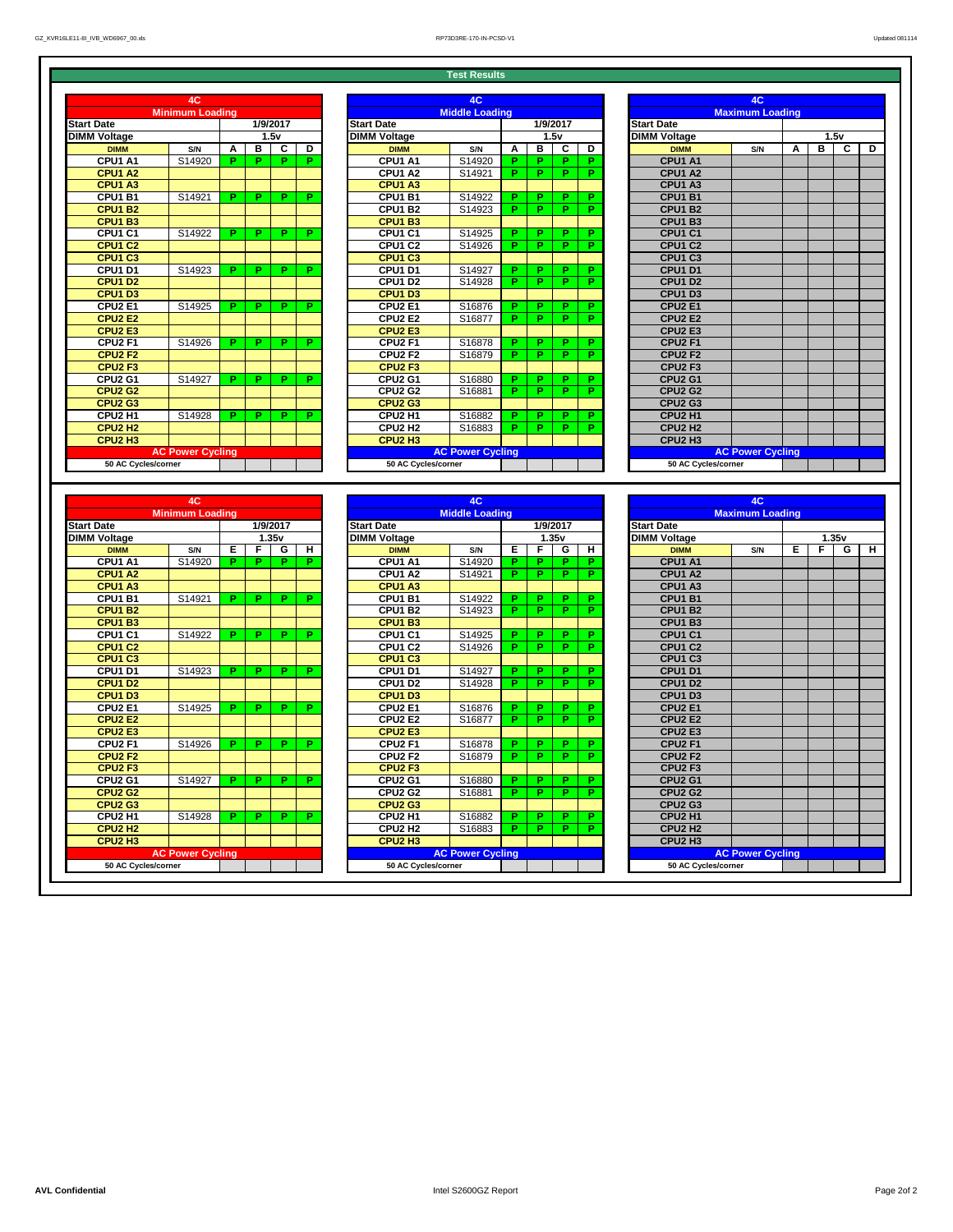# Test Results

## 4C Minimum Loading

| Start Date | | 1/9/2017 | | | |
|---|---|---|---|---|---|
| DIMM Voltage | | 1.5v | | | |
| DIMM | S/N | A | B | C | D |
| CPU1 A1 | S14920 | P | P | P | P |
| CPU1 A2 | | | | | |
| CPU1 A3 | | | | | |
| CPU1 B1 | S14921 | P | P | P | P |
| CPU1 B2 | | | | | |
| CPU1 B3 | | | | | |
| CPU1 C1 | S14922 | P | P | P | P |
| CPU1 C2 | | | | | |
| CPU1 C3 | | | | | |
| CPU1 D1 | S14923 | P | P | P | P |
| CPU1 D2 | | | | | |
| CPU1 D3 | | | | | |
| CPU2 E1 | S14925 | P | P | P | P |
| CPU2 E2 | | | | | |
| CPU2 E3 | | | | | |
| CPU2 F1 | S14926 | P | P | P | P |
| CPU2 F2 | | | | | |
| CPU2 F3 | | | | | |
| CPU2 G1 | S14927 | P | P | P | P |
| CPU2 G2 | | | | | |
| CPU2 G3 | | | | | |
| CPU2 H1 | S14928 | P | P | P | P |
| CPU2 H2 | | | | | |
| CPU2 H3 | | | | | |
| AC Power Cycling | | | | | |
| 50 AC Cycles/corner | | | | | |

## 4C Middle Loading

| Start Date | | 1/9/2017 | | | |
|---|---|---|---|---|---|
| DIMM Voltage | | 1.5v | | | |
| DIMM | S/N | A | B | C | D |
| CPU1 A1 | S14920 | P | P | P | P |
| CPU1 A2 | S14921 | P | P | P | P |
| CPU1 A3 | | | | | |
| CPU1 B1 | S14922 | P | P | P | P |
| CPU1 B2 | S14923 | P | P | P | P |
| CPU1 B3 | | | | | |
| CPU1 C1 | S14925 | P | P | P | P |
| CPU1 C2 | S14926 | P | P | P | P |
| CPU1 C3 | | | | | |
| CPU1 D1 | S14927 | P | P | P | P |
| CPU1 D2 | S14928 | P | P | P | P |
| CPU1 D3 | | | | | |
| CPU2 E1 | S16876 | P | P | P | P |
| CPU2 E2 | S16877 | P | P | P | P |
| CPU2 E3 | | | | | |
| CPU2 F1 | S16878 | P | P | P | P |
| CPU2 F2 | S16879 | P | P | P | P |
| CPU2 F3 | | | | | |
| CPU2 G1 | S16880 | P | P | P | P |
| CPU2 G2 | S16881 | P | P | P | P |
| CPU2 G3 | | | | | |
| CPU2 H1 | S16882 | P | P | P | P |
| CPU2 H2 | S16883 | P | P | P | P |
| CPU2 H3 | | | | | |
| AC Power Cycling | | | | | |
| 50 AC Cycles/corner | | | | | |

## 4C Maximum Loading

| Start Date | | | | | |
|---|---|---|---|---|---|
| DIMM Voltage | | 1.5v | | | |
| DIMM | S/N | A | B | C | D |
| CPU1 A1 | | | | | |
| CPU1 A2 | | | | | |
| CPU1 A3 | | | | | |
| CPU1 B1 | | | | | |
| CPU1 B2 | | | | | |
| CPU1 B3 | | | | | |
| CPU1 C1 | | | | | |
| CPU1 C2 | | | | | |
| CPU1 C3 | | | | | |
| CPU1 D1 | | | | | |
| CPU1 D2 | | | | | |
| CPU1 D3 | | | | | |
| CPU2 E1 | | | | | |
| CPU2 E2 | | | | | |
| CPU2 E3 | | | | | |
| CPU2 F1 | | | | | |
| CPU2 F2 | | | | | |
| CPU2 F3 | | | | | |
| CPU2 G1 | | | | | |
| CPU2 G2 | | | | | |
| CPU2 G3 | | | | | |
| CPU2 H1 | | | | | |
| CPU2 H2 | | | | | |
| CPU2 H3 | | | | | |
| AC Power Cycling | | | | | |
| 50 AC Cycles/corner | | | | | |

## 4C Minimum Loading

| Start Date | | 1/9/2017 | | | |
|---|---|---|---|---|---|
| DIMM Voltage | | 1.35v | | | |
| DIMM | S/N | E | F | G | H |
| CPU1 A1 | S14920 | P | P | P | P |
| CPU1 A2 | | | | | |
| CPU1 A3 | | | | | |
| CPU1 B1 | S14921 | P | P | P | P |
| CPU1 B2 | | | | | |
| CPU1 B3 | | | | | |
| CPU1 C1 | S14922 | P | P | P | P |
| CPU1 C2 | | | | | |
| CPU1 C3 | | | | | |
| CPU1 D1 | S14923 | P | P | P | P |
| CPU1 D2 | | | | | |
| CPU1 D3 | | | | | |
| CPU2 E1 | S14925 | P | P | P | P |
| CPU2 E2 | | | | | |
| CPU2 E3 | | | | | |
| CPU2 F1 | S14926 | P | P | P | P |
| CPU2 F2 | | | | | |
| CPU2 F3 | | | | | |
| CPU2 G1 | S14927 | P | P | P | P |
| CPU2 G2 | | | | | |
| CPU2 G3 | | | | | |
| CPU2 H1 | S14928 | P | P | P | P |
| CPU2 H2 | | | | | |
| CPU2 H3 | | | | | |
| AC Power Cycling | | | | | |
| 50 AC Cycles/corner | | | | | |

## 4C Middle Loading

| Start Date | | 1/9/2017 | | | |
|---|---|---|---|---|---|
| DIMM Voltage | | 1.35v | | | |
| DIMM | S/N | E | F | G | H |
| CPU1 A1 | S14920 | P | P | P | P |
| CPU1 A2 | S14921 | P | P | P | P |
| CPU1 A3 | | | | | |
| CPU1 B1 | S14922 | P | P | P | P |
| CPU1 B2 | S14923 | P | P | P | P |
| CPU1 B3 | | | | | |
| CPU1 C1 | S14925 | P | P | P | P |
| CPU1 C2 | S14926 | P | P | P | P |
| CPU1 C3 | | | | | |
| CPU1 D1 | S14927 | P | P | P | P |
| CPU1 D2 | S14928 | P | P | P | P |
| CPU1 D3 | | | | | |
| CPU2 E1 | S16876 | P | P | P | P |
| CPU2 E2 | S16877 | P | P | P | P |
| CPU2 E3 | | | | | |
| CPU2 F1 | S16878 | P | P | P | P |
| CPU2 F2 | S16879 | P | P | P | P |
| CPU2 F3 | | | | | |
| CPU2 G1 | S16880 | P | P | P | P |
| CPU2 G2 | S16881 | P | P | P | P |
| CPU2 G3 | | | | | |
| CPU2 H1 | S16882 | P | P | P | P |
| CPU2 H2 | S16883 | P | P | P | P |
| CPU2 H3 | | | | | |
| AC Power Cycling | | | | | |
| 50 AC Cycles/corner | | | | | |

## 4C Maximum Loading

| Start Date | | | | | |
|---|---|---|---|---|---|
| DIMM Voltage | | 1.35v | | | |
| DIMM | S/N | E | F | G | H |
| CPU1 A1 | | | | | |
| CPU1 A2 | | | | | |
| CPU1 A3 | | | | | |
| CPU1 B1 | | | | | |
| CPU1 B2 | | | | | |
| CPU1 B3 | | | | | |
| CPU1 C1 | | | | | |
| CPU1 C2 | | | | | |
| CPU1 C3 | | | | | |
| CPU1 D1 | | | | | |
| CPU1 D2 | | | | | |
| CPU1 D3 | | | | | |
| CPU2 E1 | | | | | |
| CPU2 E2 | | | | | |
| CPU2 E3 | | | | | |
| CPU2 F1 | | | | | |
| CPU2 F2 | | | | | |
| CPU2 F3 | | | | | |
| CPU2 G1 | | | | | |
| CPU2 G2 | | | | | |
| CPU2 G3 | | | | | |
| CPU2 H1 | | | | | |
| CPU2 H2 | | | | | |
| CPU2 H3 | | | | | |
| AC Power Cycling | | | | | |
| 50 AC Cycles/corner | | | | | |